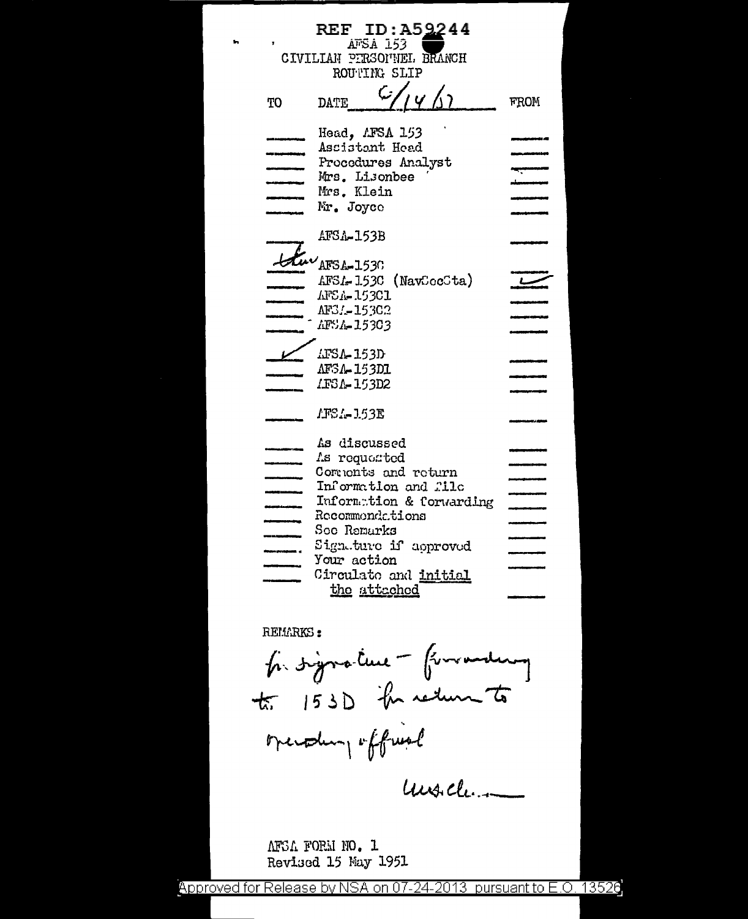REF ID:A59244

AFSA 153
CIVILIAN PERSONNEL BRANCH
ROUTING SLIP

| TO | DATE 6/14/51 | FROM |
|---|---|---|
| | Head, AFSA 153 | |
| | Assistant Head | |
| | Procedures Analyst | |
| | Mrs. Lisonbee | |
| | Mrs. Klein | |
| | Mr. Joyce | |
| | AFSA-153B | |
| thru | AFSA-153C | |
| | AFSA-153C (NavCocSta) | ✓ |
| | AFSA-153C1 | |
| | AFSA-153C2 | |
| | AFSA-153C3 | |
| ✓ | AFSA-153D | |
| | AFSA-153D1 | |
| | AFSA-153D2 | |
| | AFSA-153E | |
| | As discussed | |
| | As requested | |
| | Comments and return | |
| | Information and file | |
| | Information & forwarding | |
| | Recommendations | |
| | See Remarks | |
| | Signature if approved | |
| | Your action | |
| | Circulate and initial the attached | |

REMARKS:

for signature - forwarding to 153D for return to operating official

Mrs. Cl...

AFSA FORM NO. 1
Revised 15 May 1951

Approved for Release by NSA on 07-24-2013 pursuant to E.O. 13526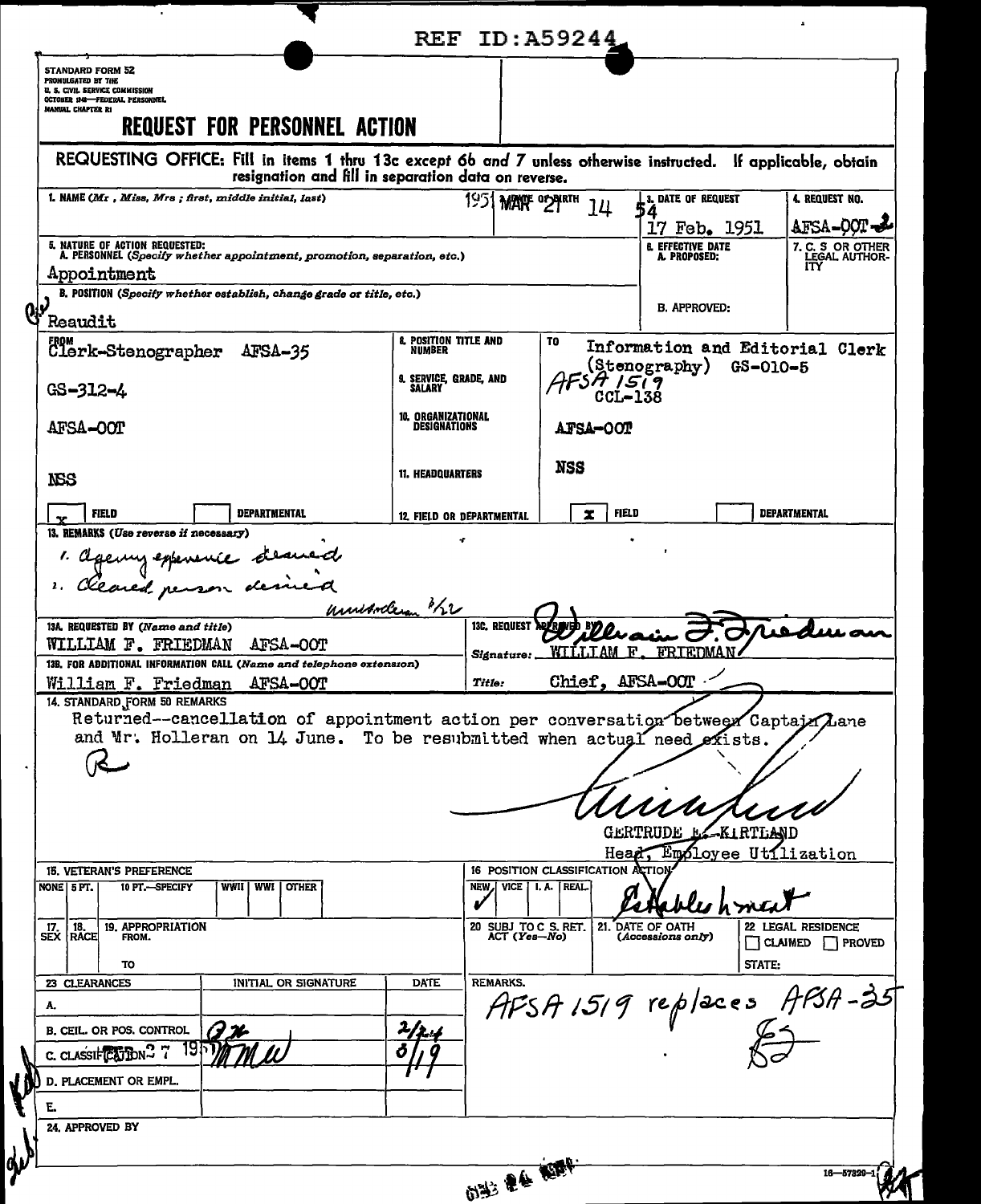REF ID:A59244

STANDARD FORM 52
PROMULGATED BY THE U. S. CIVIL SERVICE COMMISSION
OCTOBER 1949—FEDERAL PERSONNEL MANUAL CHAPTER R1

# REQUEST FOR PERSONNEL ACTION

**REQUESTING OFFICE:** Fill in items 1 thru 13c except 6b and 7 unless otherwise instructed. If applicable, obtain resignation and fill in separation data on reverse.

| 1. NAME (Mr., Miss, Mrs.; first, middle initial, last) | 2. DATE OF BIRTH | 3. DATE OF REQUEST | 4. REQUEST NO. |
|---|---|---|---|
| | 1951 MAR 21 14 54 | 17 Feb. 1951 | AFSA-00T-2 |

| 5. NATURE OF ACTION REQUESTED: A. PERSONNEL (Specify whether appointment, promotion, separation, etc.) | 6. EFFECTIVE DATE A. PROPOSED: | 7. C. S. OR OTHER LEGAL AUTHORITY |
|---|---|---|
| Appointment | | |
| B. POSITION (Specify whether establish, change grade or title, etc.) Reaudit | B. APPROVED: | |

| FROM | | TO |
|---|---|---|
| Clerk-Stenographer AFSA-35 | 8. POSITION TITLE AND NUMBER | Information and Editorial Clerk (Stenography) GS-010-5 AFSA 1519 |
| GS-312-4 | 9. SERVICE, GRADE, AND SALARY | CCL-138 |
| AFSA-00T | 10. ORGANIZATIONAL DESIGNATIONS | AFSA-00T |
| NSS | 11. HEADQUARTERS | NSS |
| x FIELD / DEPARTMENTAL | 12. FIELD OR DEPARTMENTAL | x FIELD / DEPARTMENTAL |

13. REMARKS (Use reverse if necessary)

1. Agency experience desired
2. Cleared person desired

unsatisfactory 3/22

| 13A. REQUESTED BY (Name and title) | 13C. REQUEST APPROVED BY |
|---|---|
| WILLIAM F. FRIEDMAN AFSA-00T | Signature: William F. Friedman — WILLIAM F. FRIEDMAN |
| 13B. FOR ADDITIONAL INFORMATION CALL (Name and telephone extension) | |
| William F. Friedman AFSA-00T | Title: Chief, AFSA-00T |

14. STANDARD FORM 50 REMARKS

Returned—cancellation of appointment action per conversation between Captain Lane and Mr. Holleran on 14 June. To be resubmitted when actual need exists.

R

GERTRUDE E. KIRTLAND
Head, Employee Utilization

| 15. VETERAN'S PREFERENCE | 16. POSITION CLASSIFICATION ACTION |
|---|---|
| NONE / 5 PT. / 10 PT.—SPECIFY / WWII / WWI / OTHER | NEW ✓ / VICE / I. A. / REAL. — Establishment |

| 17. SEX | 18. RACE | 19. APPROPRIATION FROM / TO | 20. SUBJ TO C. S. RET. ACT (Yes—No) | 21. DATE OF OATH (Accessions only) | 22. LEGAL RESIDENCE ☐ CLAIMED ☐ PROVED STATE: |
|---|---|---|---|---|---|
| | | | | | |

| 23. CLEARANCES | INITIAL OR SIGNATURE | DATE |
|---|---|---|
| A. | | |
| B. CEIL. OR POS. CONTROL | | 2/24 |
| C. CLASSIFICATION 27 1951 | MMW | 3/19 |
| D. PLACEMENT OR EMPL. | | |
| E. | | |

REMARKS.

AFSA 1519 replaces AFSA-35

24. APPROVED BY

16—57320-1